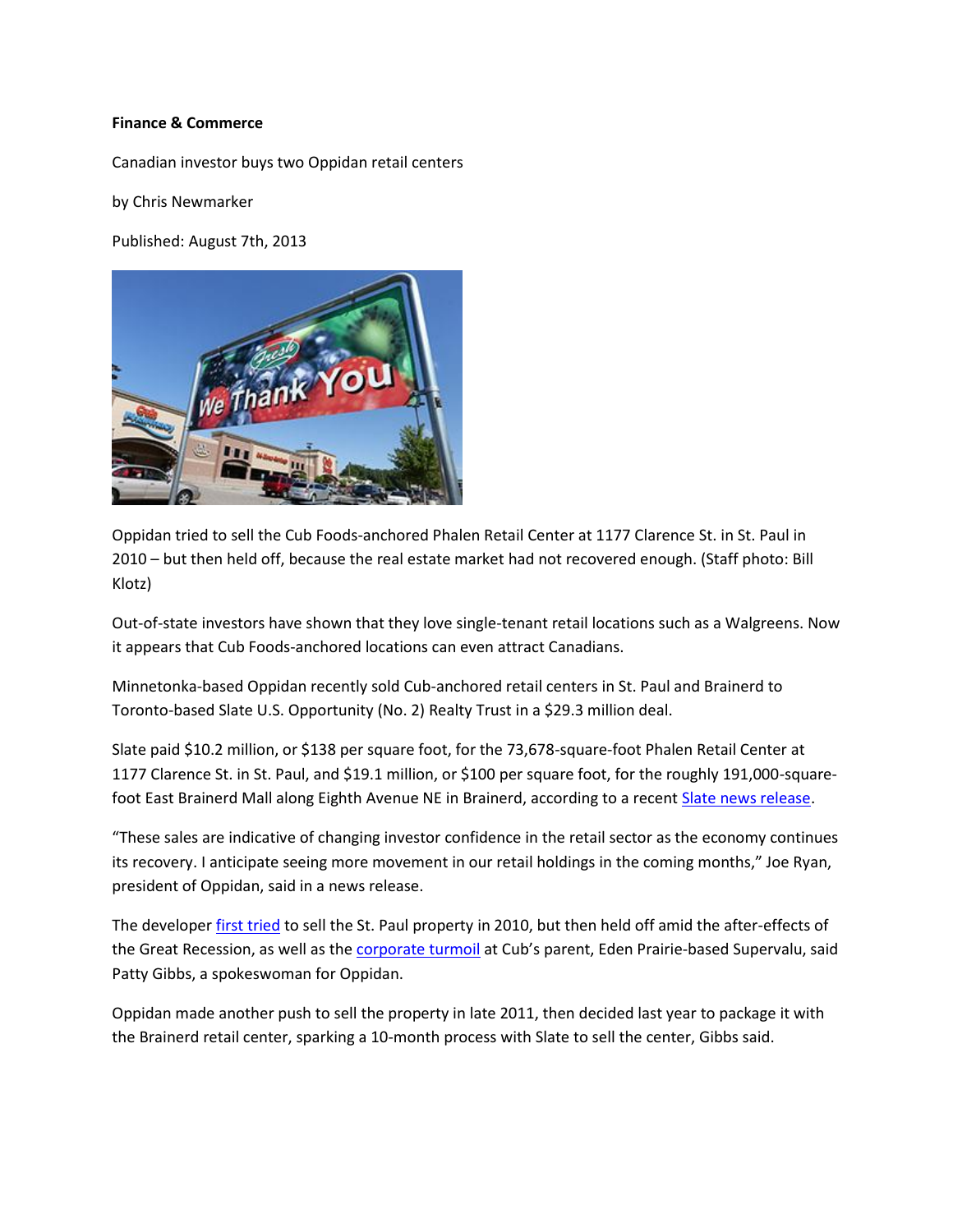**Finance & Commerce**

Canadian investor buys two Oppidan retail centers

by Chris Newmarker

Published: August 7th, 2013

Oppidan tried to sell the Cub Foods-anchored Phalen Retail Center at 1177 Clarence St. in St. Paul in 2010 – but then held off, because the real estate market had not recovered enough. (Staff photo: Bill Klotz)

Out-of-state investors have shown that they love single-tenant retail locations such as a Walgreens. Now it appears that Cub Foods-anchored locations can even attract Canadians.

Minnetonka-based Oppidan recently sold Cub-anchored retail centers in St. Paul and Brainerd to Toronto-based Slate U.S. Opportunity (No. 2) Realty Trust in a $29.3 million deal.

Slate paid $10.2 million, or $138 per square foot, for the 73,678-square-foot Phalen Retail Center at 1177 Clarence St. in St. Paul, and $19.1 million, or $100 per square foot, for the roughly 191,000-square-foot East Brainerd Mall along Eighth Avenue NE in Brainerd, according to a recent Slate news release.

"These sales are indicative of changing investor confidence in the retail sector as the economy continues its recovery. I anticipate seeing more movement in our retail holdings in the coming months," Joe Ryan, president of Oppidan, said in a news release.

The developer first tried to sell the St. Paul property in 2010, but then held off amid the after-effects of the Great Recession, as well as the corporate turmoil at Cub's parent, Eden Prairie-based Supervalu, said Patty Gibbs, a spokeswoman for Oppidan.

Oppidan made another push to sell the property in late 2011, then decided last year to package it with the Brainerd retail center, sparking a 10-month process with Slate to sell the center, Gibbs said.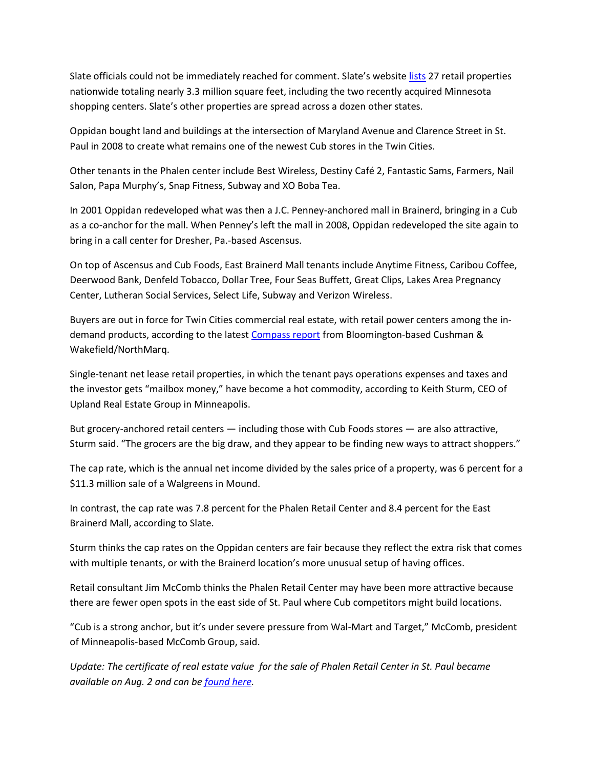Slate officials could not be immediately reached for comment. Slate's website lists 27 retail properties nationwide totaling nearly 3.3 million square feet, including the two recently acquired Minnesota shopping centers. Slate's other properties are spread across a dozen other states.

Oppidan bought land and buildings at the intersection of Maryland Avenue and Clarence Street in St. Paul in 2008 to create what remains one of the newest Cub stores in the Twin Cities.

Other tenants in the Phalen center include Best Wireless, Destiny Café 2, Fantastic Sams, Farmers, Nail Salon, Papa Murphy's, Snap Fitness, Subway and XO Boba Tea.

In 2001 Oppidan redeveloped what was then a J.C. Penney-anchored mall in Brainerd, bringing in a Cub as a co-anchor for the mall. When Penney's left the mall in 2008, Oppidan redeveloped the site again to bring in a call center for Dresher, Pa.-based Ascensus.

On top of Ascensus and Cub Foods, East Brainerd Mall tenants include Anytime Fitness, Caribou Coffee, Deerwood Bank, Denfeld Tobacco, Dollar Tree, Four Seas Buffett, Great Clips, Lakes Area Pregnancy Center, Lutheran Social Services, Select Life, Subway and Verizon Wireless.

Buyers are out in force for Twin Cities commercial real estate, with retail power centers among the in-demand products, according to the latest Compass report from Bloomington-based Cushman & Wakefield/NorthMarq.

Single-tenant net lease retail properties, in which the tenant pays operations expenses and taxes and the investor gets "mailbox money," have become a hot commodity, according to Keith Sturm, CEO of Upland Real Estate Group in Minneapolis.

But grocery-anchored retail centers — including those with Cub Foods stores — are also attractive, Sturm said. "The grocers are the big draw, and they appear to be finding new ways to attract shoppers."

The cap rate, which is the annual net income divided by the sales price of a property, was 6 percent for a $11.3 million sale of a Walgreens in Mound.

In contrast, the cap rate was 7.8 percent for the Phalen Retail Center and 8.4 percent for the East Brainerd Mall, according to Slate.

Sturm thinks the cap rates on the Oppidan centers are fair because they reflect the extra risk that comes with multiple tenants, or with the Brainerd location's more unusual setup of having offices.

Retail consultant Jim McComb thinks the Phalen Retail Center may have been more attractive because there are fewer open spots in the east side of St. Paul where Cub competitors might build locations.

"Cub is a strong anchor, but it's under severe pressure from Wal-Mart and Target," McComb, president of Minneapolis-based McComb Group, said.

*Update: The certificate of real estate value for the sale of Phalen Retail Center in St. Paul became available on Aug. 2 and can be found here.*